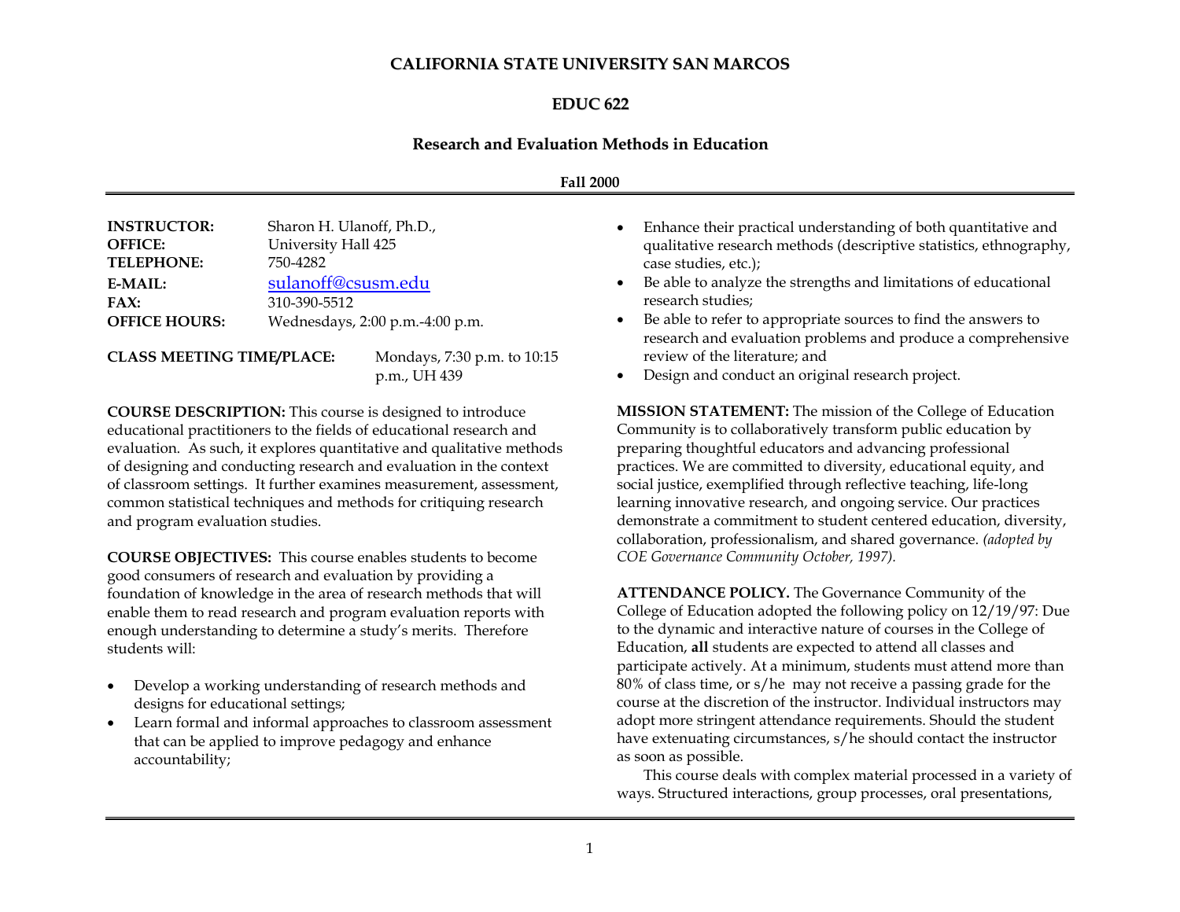# CALIFORNIA STATE UNIVERSITY SAN MARCOS

## EDUC 622

### Research and Evaluation Methods in Education

**Fall 2000**

**INSTRUCTOR:** Sharon H. Ulanoff, Ph.D.,
**OFFICE:** University Hall 425
**TELEPHONE:** 750-4282
**E-MAIL:** sulanoff@csusm.edu
**FAX:** 310-390-5512
**OFFICE HOURS:** Wednesdays, 2:00 p.m.-4:00 p.m.

**CLASS MEETING TIME/PLACE:** Mondays, 7:30 p.m. to 10:15 p.m., UH 439

**COURSE DESCRIPTION:** This course is designed to introduce educational practitioners to the fields of educational research and evaluation. As such, it explores quantitative and qualitative methods of designing and conducting research and evaluation in the context of classroom settings. It further examines measurement, assessment, common statistical techniques and methods for critiquing research and program evaluation studies.

**COURSE OBJECTIVES:** This course enables students to become good consumers of research and evaluation by providing a foundation of knowledge in the area of research methods that will enable them to read research and program evaluation reports with enough understanding to determine a study's merits. Therefore students will:

- Develop a working understanding of research methods and designs for educational settings;
- Learn formal and informal approaches to classroom assessment that can be applied to improve pedagogy and enhance accountability;
- Enhance their practical understanding of both quantitative and qualitative research methods (descriptive statistics, ethnography, case studies, etc.);
- Be able to analyze the strengths and limitations of educational research studies;
- Be able to refer to appropriate sources to find the answers to research and evaluation problems and produce a comprehensive review of the literature; and
- Design and conduct an original research project.

**MISSION STATEMENT:** The mission of the College of Education Community is to collaboratively transform public education by preparing thoughtful educators and advancing professional practices. We are committed to diversity, educational equity, and social justice, exemplified through reflective teaching, life-long learning innovative research, and ongoing service. Our practices demonstrate a commitment to student centered education, diversity, collaboration, professionalism, and shared governance. *(adopted by COE Governance Community October, 1997).*

**ATTENDANCE POLICY.** The Governance Community of the College of Education adopted the following policy on 12/19/97: Due to the dynamic and interactive nature of courses in the College of Education, **all** students are expected to attend all classes and participate actively. At a minimum, students must attend more than 80% of class time, or s/he may not receive a passing grade for the course at the discretion of the instructor. Individual instructors may adopt more stringent attendance requirements. Should the student have extenuating circumstances, s/he should contact the instructor as soon as possible.

This course deals with complex material processed in a variety of ways. Structured interactions, group processes, oral presentations,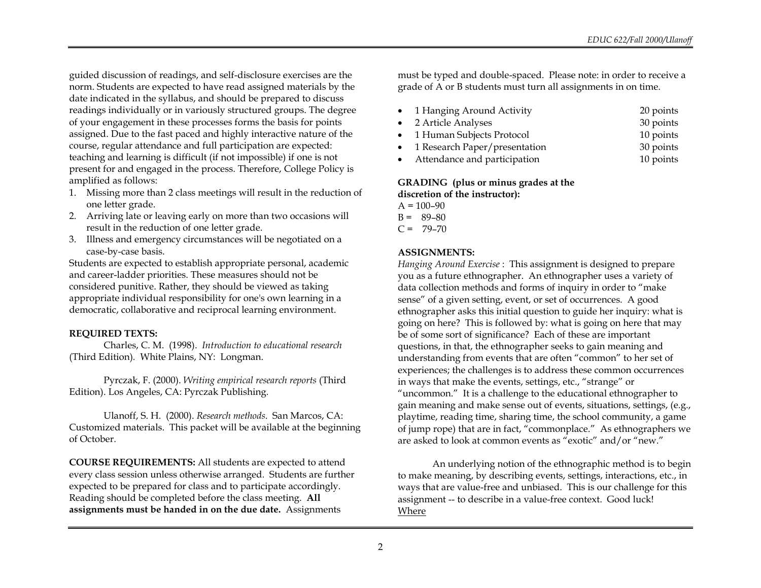guided discussion of readings, and self-disclosure exercises are the norm. Students are expected to have read assigned materials by the date indicated in the syllabus, and should be prepared to discuss readings individually or in variously structured groups. The degree of your engagement in these processes forms the basis for points assigned. Due to the fast paced and highly interactive nature of the course, regular attendance and full participation are expected: teaching and learning is difficult (if not impossible) if one is not present for and engaged in the process. Therefore, College Policy is amplified as follows:

1. Missing more than 2 class meetings will result in the reduction of one letter grade.
2. Arriving late or leaving early on more than two occasions will result in the reduction of one letter grade.
3. Illness and emergency circumstances will be negotiated on a case-by-case basis.

Students are expected to establish appropriate personal, academic and career-ladder priorities. These measures should not be considered punitive. Rather, they should be viewed as taking appropriate individual responsibility for one's own learning in a democratic, collaborative and reciprocal learning environment.

**REQUIRED TEXTS:**

Charles, C. M. (1998). *Introduction to educational research* (Third Edition). White Plains, NY: Longman.

Pyrczak, F. (2000). *Writing empirical research reports* (Third Edition). Los Angeles, CA: Pyrczak Publishing.

Ulanoff, S. H. (2000). *Research methods*. San Marcos, CA: Customized materials. This packet will be available at the beginning of October.

**COURSE REQUIREMENTS:** All students are expected to attend every class session unless otherwise arranged. Students are further expected to be prepared for class and to participate accordingly. Reading should be completed before the class meeting. **All assignments must be handed in on the due date.** Assignments must be typed and double-spaced. Please note: in order to receive a grade of A or B students must turn all assignments in on time.

- 1 Hanging Around Activity — 20 points
- 2 Article Analyses — 30 points
- 1 Human Subjects Protocol — 10 points
- 1 Research Paper/presentation — 30 points
- Attendance and participation — 10 points

**GRADING (plus or minus grades at the discretion of the instructor):**

A = 100–90
B = 89–80
C = 79–70

**ASSIGNMENTS:**

*Hanging Around Exercise* : This assignment is designed to prepare you as a future ethnographer. An ethnographer uses a variety of data collection methods and forms of inquiry in order to "make sense" of a given setting, event, or set of occurrences. A good ethnographer asks this initial question to guide her inquiry: what is going on here? This is followed by: what is going on here that may be of some sort of significance? Each of these are important questions, in that, the ethnographer seeks to gain meaning and understanding from events that are often "common" to her set of experiences; the challenges is to address these common occurrences in ways that make the events, settings, etc., "strange" or "uncommon." It is a challenge to the educational ethnographer to gain meaning and make sense out of events, situations, settings, (e.g., playtime, reading time, sharing time, the school community, a game of jump rope) that are in fact, "commonplace." As ethnographers we are asked to look at common events as "exotic" and/or "new."

An underlying notion of the ethnographic method is to begin to make meaning, by describing events, settings, interactions, etc., in ways that are value-free and unbiased. This is our challenge for this assignment -- to describe in a value-free context. Good luck!

<u>Where</u>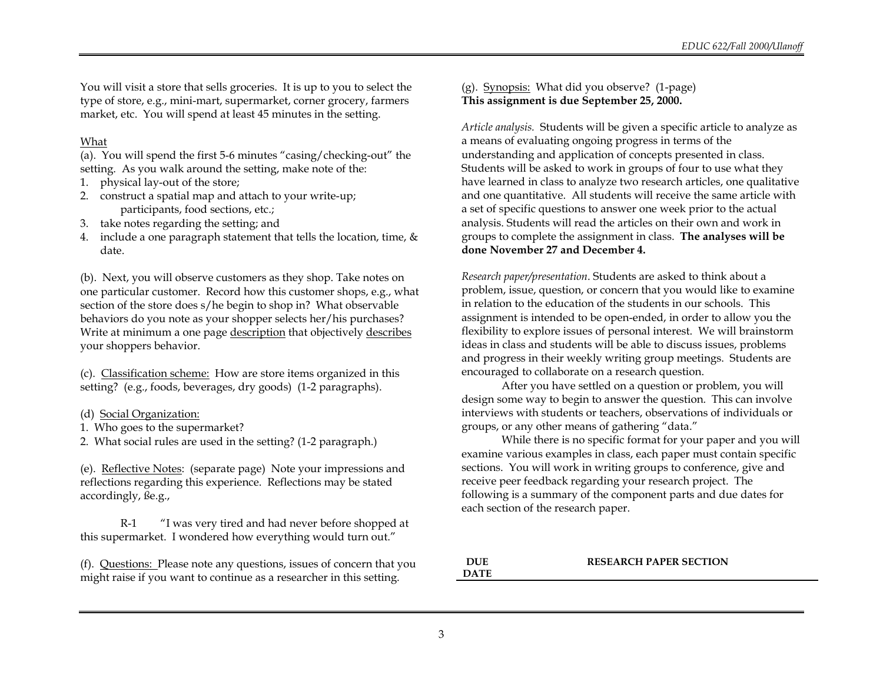You will visit a store that sells groceries. It is up to you to select the type of store, e.g., mini-mart, supermarket, corner grocery, farmers market, etc. You will spend at least 45 minutes in the setting.

<u>What</u>

(a). You will spend the first 5-6 minutes "casing/checking-out" the setting. As you walk around the setting, make note of the:

1. physical lay-out of the store;
2. construct a spatial map and attach to your write-up; participants, food sections, etc.;
3. take notes regarding the setting; and
4. include a one paragraph statement that tells the location, time, & date.

(b). Next, you will observe customers as they shop. Take notes on one particular customer. Record how this customer shops, e.g., what section of the store does s/he begin to shop in? What observable behaviors do you note as your shopper selects her/his purchases? Write at minimum a one page <u>description</u> that objectively <u>describes</u> your shoppers behavior.

(c). <u>Classification scheme:</u> How are store items organized in this setting? (e.g., foods, beverages, dry goods) (1-2 paragraphs).

(d) <u>Social Organization:</u>

1. Who goes to the supermarket?
2. What social rules are used in the setting? (1-2 paragraph.)

(e). <u>Reflective Notes</u>: (separate page) Note your impressions and reflections regarding this experience. Reflections may be stated accordingly, ße.g.,

R-1 "I was very tired and had never before shopped at this supermarket. I wondered how everything would turn out."

(f). <u>Questions:</u> Please note any questions, issues of concern that you might raise if you want to continue as a researcher in this setting.

(g). <u>Synopsis:</u> What did you observe? (1-page)
**This assignment is due September 25, 2000.**

*Article analysis.* Students will be given a specific article to analyze as a means of evaluating ongoing progress in terms of the understanding and application of concepts presented in class. Students will be asked to work in groups of four to use what they have learned in class to analyze two research articles, one qualitative and one quantitative. All students will receive the same article with a set of specific questions to answer one week prior to the actual analysis. Students will read the articles on their own and work in groups to complete the assignment in class. **The analyses will be done November 27 and December 4.**

*Research paper/presentation*. Students are asked to think about a problem, issue, question, or concern that you would like to examine in relation to the education of the students in our schools. This assignment is intended to be open-ended, in order to allow you the flexibility to explore issues of personal interest. We will brainstorm ideas in class and students will be able to discuss issues, problems and progress in their weekly writing group meetings. Students are encouraged to collaborate on a research question.

After you have settled on a question or problem, you will design some way to begin to answer the question. This can involve interviews with students or teachers, observations of individuals or groups, or any other means of gathering "data."

While there is no specific format for your paper and you will examine various examples in class, each paper must contain specific sections. You will work in writing groups to conference, give and receive peer feedback regarding your research project. The following is a summary of the component parts and due dates for each section of the research paper.

| DUE DATE | RESEARCH PAPER SECTION |
|---|---|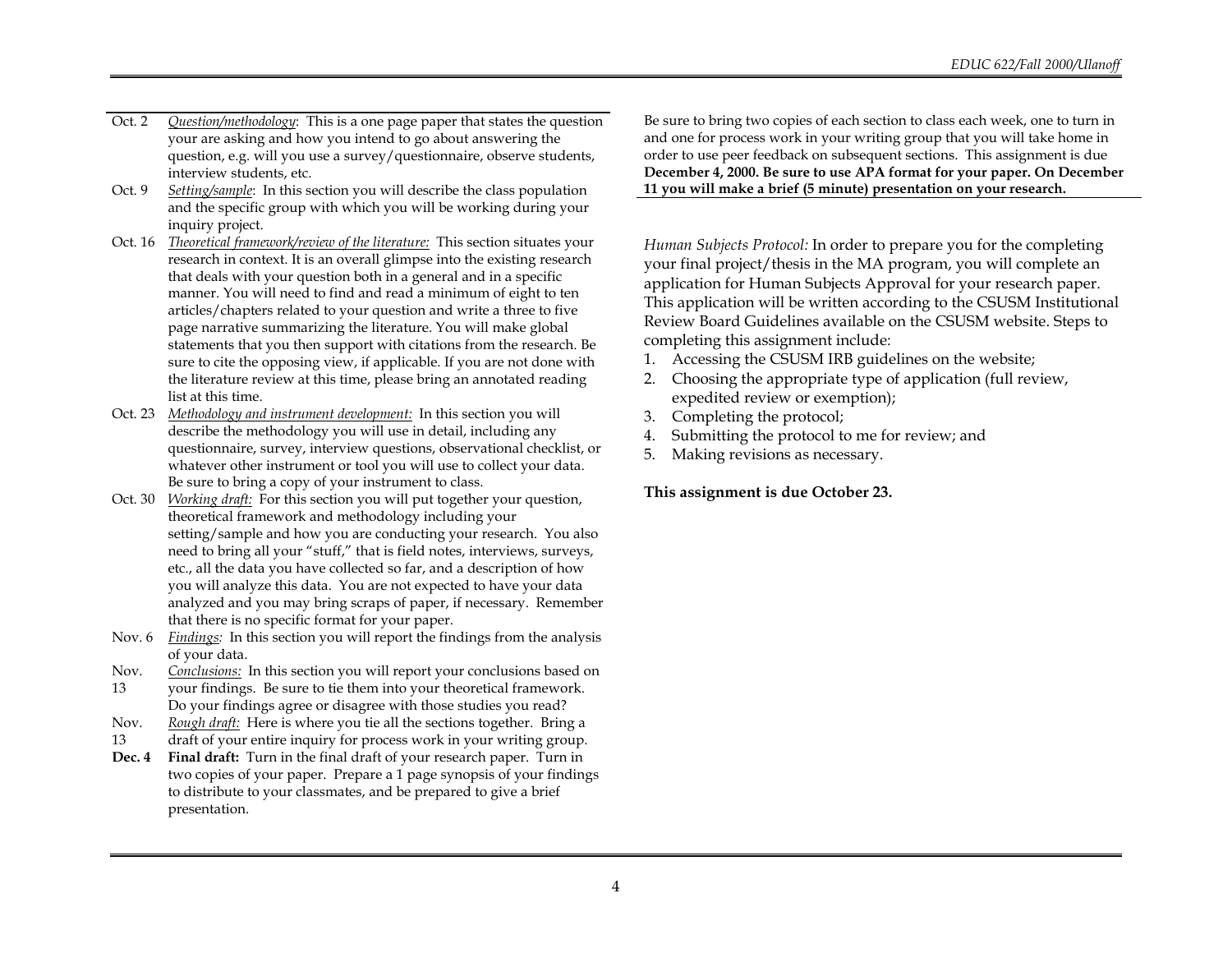| | |
|---|---|
| Oct. 2 | *Question/methodology*: This is a one page paper that states the question your are asking and how you intend to go about answering the question, e.g. will you use a survey/questionnaire, observe students, interview students, etc. |
| Oct. 9 | *Setting/sample*: In this section you will describe the class population and the specific group with which you will be working during your inquiry project. |
| Oct. 16 | *Theoretical framework/review of the literature:* This section situates your research in context. It is an overall glimpse into the existing research that deals with your question both in a general and in a specific manner. You will need to find and read a minimum of eight to ten articles/chapters related to your question and write a three to five page narrative summarizing the literature. You will make global statements that you then support with citations from the research. Be sure to cite the opposing view, if applicable. If you are not done with the literature review at this time, please bring an annotated reading list at this time. |
| Oct. 23 | *Methodology and instrument development:* In this section you will describe the methodology you will use in detail, including any questionnaire, survey, interview questions, observational checklist, or whatever other instrument or tool you will use to collect your data. Be sure to bring a copy of your instrument to class. |
| Oct. 30 | *Working draft:* For this section you will put together your question, theoretical framework and methodology including your setting/sample and how you are conducting your research. You also need to bring all your "stuff," that is field notes, interviews, surveys, etc., all the data you have collected so far, and a description of how you will analyze this data. You are not expected to have your data analyzed and you may bring scraps of paper, if necessary. Remember that there is no specific format for your paper. |
| Nov. 6 | *Findings:* In this section you will report the findings from the analysis of your data. |
| Nov. 13 | *Conclusions:* In this section you will report your conclusions based on your findings. Be sure to tie them into your theoretical framework. Do your findings agree or disagree with those studies you read? |
| Nov. 13 | *Rough draft:* Here is where you tie all the sections together. Bring a draft of your entire inquiry for process work in your writing group. |
| **Dec. 4** | **Final draft:** Turn in the final draft of your research paper. Turn in two copies of your paper. Prepare a 1 page synopsis of your findings to distribute to your classmates, and be prepared to give a brief presentation. |

Be sure to bring two copies of each section to class each week, one to turn in and one for process work in your writing group that you will take home in order to use peer feedback on subsequent sections. This assignment is due **December 4, 2000. Be sure to use APA format for your paper. On December 11 you will make a brief (5 minute) presentation on your research.**

*Human Subjects Protocol:* In order to prepare you for the completing your final project/thesis in the MA program, you will complete an application for Human Subjects Approval for your research paper. This application will be written according to the CSUSM Institutional Review Board Guidelines available on the CSUSM website. Steps to completing this assignment include:

1. Accessing the CSUSM IRB guidelines on the website;
2. Choosing the appropriate type of application (full review, expedited review or exemption);
3. Completing the protocol;
4. Submitting the protocol to me for review; and
5. Making revisions as necessary.

**This assignment is due October 23.**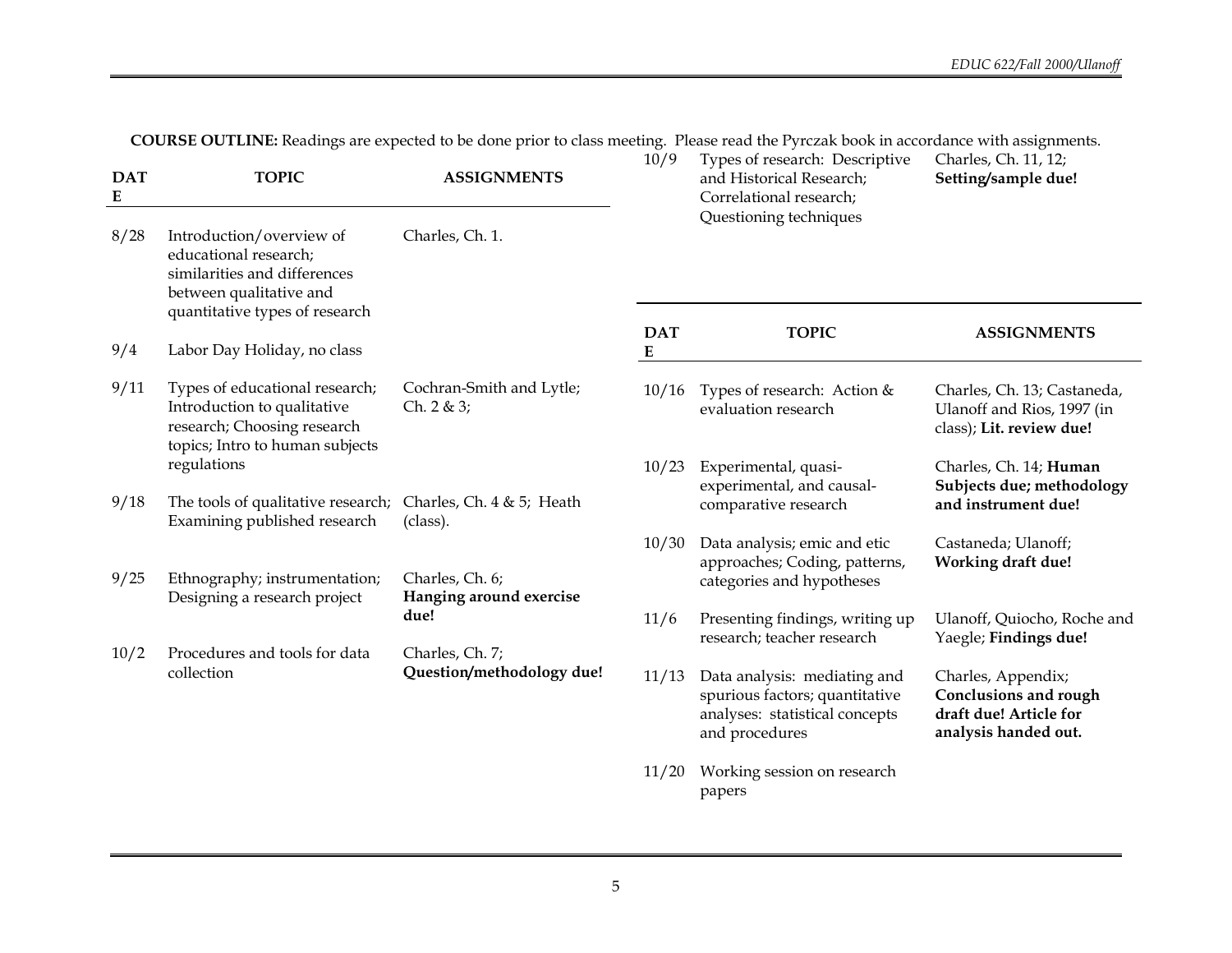**COURSE OUTLINE:** Readings are expected to be done prior to class meeting. Please read the Pyrczak book in accordance with assignments.

| DATE | TOPIC | ASSIGNMENTS |
|---|---|---|
| 8/28 | Introduction/overview of educational research; similarities and differences between qualitative and quantitative types of research | Charles, Ch. 1. |
| 9/4 | Labor Day Holiday, no class | |
| 9/11 | Types of educational research; Introduction to qualitative research; Choosing research topics; Intro to human subjects regulations | Cochran-Smith and Lytle; Ch. 2 & 3; |
| 9/18 | The tools of qualitative research; Examining published research | Charles, Ch. 4 & 5; Heath (class). |
| 9/25 | Ethnography; instrumentation; Designing a research project | Charles, Ch. 6; **Hanging around exercise due!** |
| 10/2 | Procedures and tools for data collection | Charles, Ch. 7; **Question/methodology due!** |
| 10/9 | Types of research: Descriptive and Historical Research; Correlational research; Questioning techniques | Charles, Ch. 11, 12; **Setting/sample due!** |
| 10/16 | Types of research: Action & evaluation research | Charles, Ch. 13; Castaneda, Ulanoff and Rios, 1997 (in class); **Lit. review due!** |
| 10/23 | Experimental, quasi-experimental, and causal-comparative research | Charles, Ch. 14; **Human Subjects due; methodology and instrument due!** |
| 10/30 | Data analysis; emic and etic approaches; Coding, patterns, categories and hypotheses | Castaneda; Ulanoff; **Working draft due!** |
| 11/6 | Presenting findings, writing up research; teacher research | Ulanoff, Quiocho, Roche and Yaegle; **Findings due!** |
| 11/13 | Data analysis: mediating and spurious factors; quantitative analyses: statistical concepts and procedures | Charles, Appendix; **Conclusions and rough draft due! Article for analysis handed out.** |
| 11/20 | Working session on research papers | |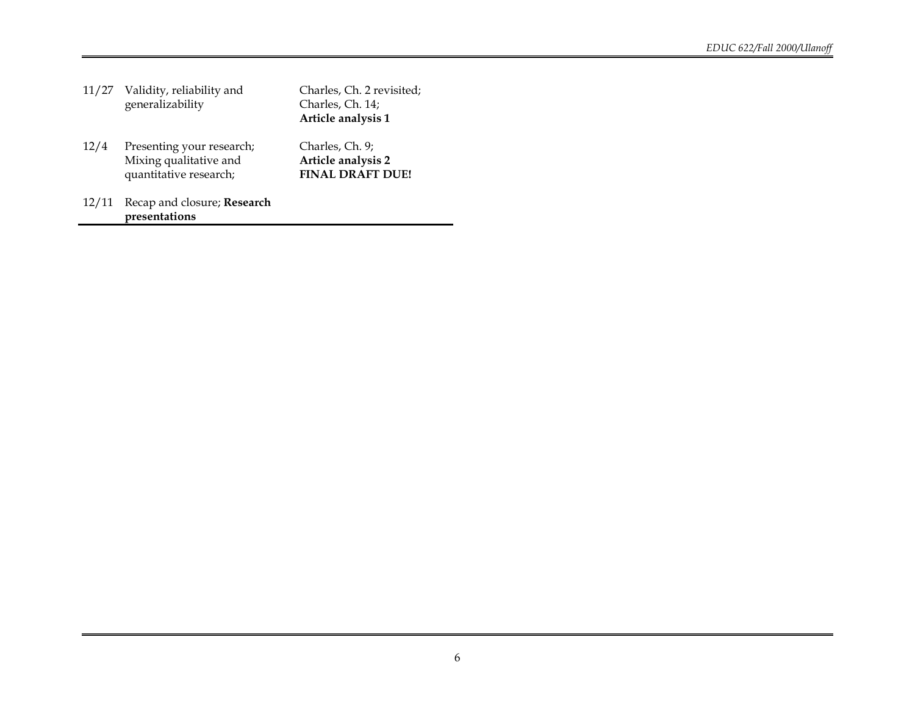| | | |
|---|---|---|
| 11/27 | Validity, reliability and generalizability | Charles, Ch. 2 revisited; Charles, Ch. 14; **Article analysis 1** |
| 12/4 | Presenting your research; Mixing qualitative and quantitative research; | Charles, Ch. 9; **Article analysis 2** **FINAL DRAFT DUE!** |
| 12/11 | Recap and closure; **Research presentations** | |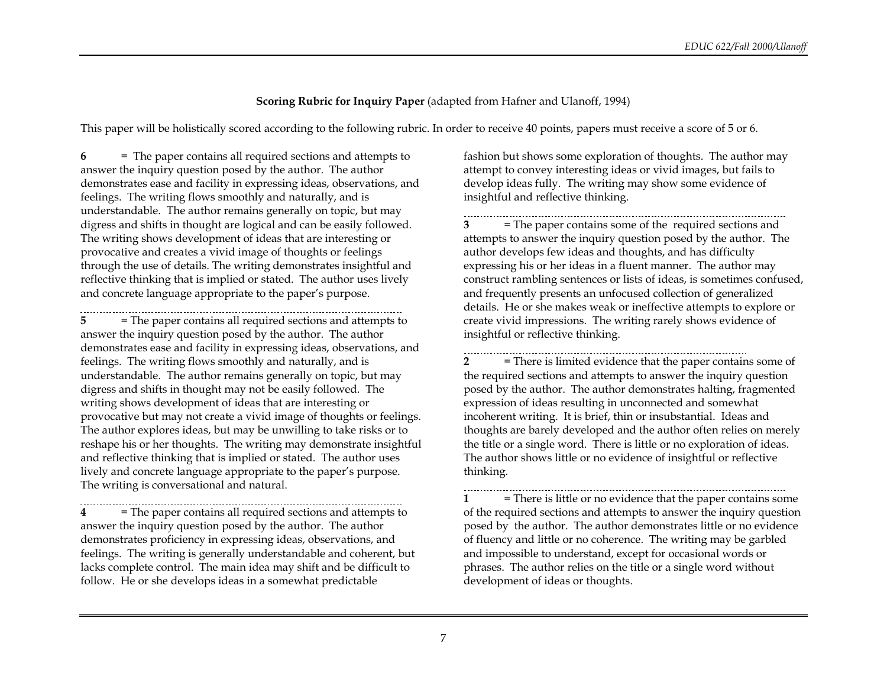**Scoring Rubric for Inquiry Paper** (adapted from Hafner and Ulanoff, 1994)

This paper will be holistically scored according to the following rubric. In order to receive 40 points, papers must receive a score of 5 or 6.

**6** = The paper contains all required sections and attempts to answer the inquiry question posed by the author. The author demonstrates ease and facility in expressing ideas, observations, and feelings. The writing flows smoothly and naturally, and is understandable. The author remains generally on topic, but may digress and shifts in thought are logical and can be easily followed. The writing shows development of ideas that are interesting or provocative and creates a vivid image of thoughts or feelings through the use of details. The writing demonstrates insightful and reflective thinking that is implied or stated. The author uses lively and concrete language appropriate to the paper's purpose.

---

**5** = The paper contains all required sections and attempts to answer the inquiry question posed by the author. The author demonstrates ease and facility in expressing ideas, observations, and feelings. The writing flows smoothly and naturally, and is understandable. The author remains generally on topic, but may digress and shifts in thought may not be easily followed. The writing shows development of ideas that are interesting or provocative but may not create a vivid image of thoughts or feelings. The author explores ideas, but may be unwilling to take risks or to reshape his or her thoughts. The writing may demonstrate insightful and reflective thinking that is implied or stated. The author uses lively and concrete language appropriate to the paper's purpose. The writing is conversational and natural.

---

**4** = The paper contains all required sections and attempts to answer the inquiry question posed by the author. The author demonstrates proficiency in expressing ideas, observations, and feelings. The writing is generally understandable and coherent, but lacks complete control. The main idea may shift and be difficult to follow. He or she develops ideas in a somewhat predictable fashion but shows some exploration of thoughts. The author may attempt to convey interesting ideas or vivid images, but fails to develop ideas fully. The writing may show some evidence of insightful and reflective thinking.

---

**3** = The paper contains some of the required sections and attempts to answer the inquiry question posed by the author. The author develops few ideas and thoughts, and has difficulty expressing his or her ideas in a fluent manner. The author may construct rambling sentences or lists of ideas, is sometimes confused, and frequently presents an unfocused collection of generalized details. He or she makes weak or ineffective attempts to explore or create vivid impressions. The writing rarely shows evidence of insightful or reflective thinking.

---

**2** = There is limited evidence that the paper contains some of the required sections and attempts to answer the inquiry question posed by the author. The author demonstrates halting, fragmented expression of ideas resulting in unconnected and somewhat incoherent writing. It is brief, thin or insubstantial. Ideas and thoughts are barely developed and the author often relies on merely the title or a single word. There is little or no exploration of ideas. The author shows little or no evidence of insightful or reflective thinking.

---

**1** = There is little or no evidence that the paper contains some of the required sections and attempts to answer the inquiry question posed by the author. The author demonstrates little or no evidence of fluency and little or no coherence. The writing may be garbled and impossible to understand, except for occasional words or phrases. The author relies on the title or a single word without development of ideas or thoughts.